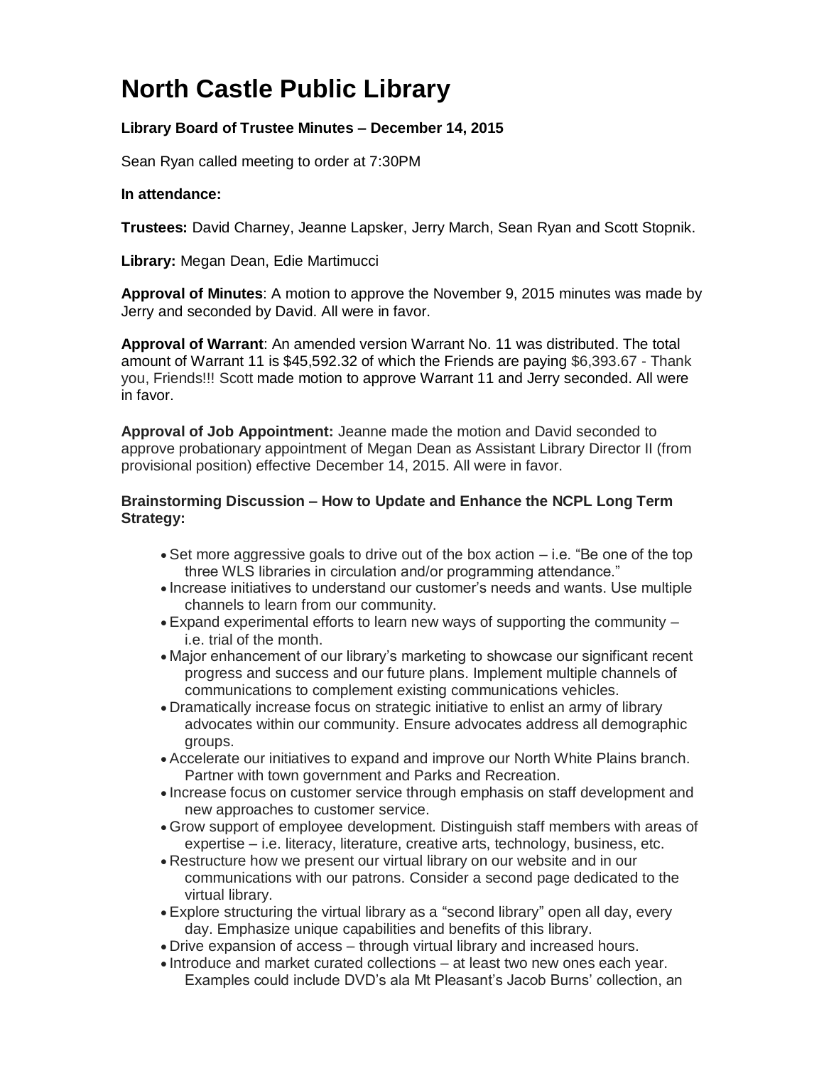# North Castle Public Library

**Library Board of Trustee Minutes – December 14, 2015**

Sean Ryan called meeting to order at 7:30PM

**In attendance:**

**Trustees:** David Charney, Jeanne Lapsker, Jerry March, Sean Ryan and Scott Stopnik.

**Library:** Megan Dean, Edie Martimucci

**Approval of Minutes**: A motion to approve the November 9, 2015 minutes was made by Jerry and seconded by David. All were in favor.

**Approval of Warrant**: An amended version Warrant No. 11 was distributed. The total amount of Warrant 11 is $45,592.32 of which the Friends are paying $6,393.67 - Thank you, Friends!!! Scott made motion to approve Warrant 11 and Jerry seconded. All were in favor.

**Approval of Job Appointment:** Jeanne made the motion and David seconded to approve probationary appointment of Megan Dean as Assistant Library Director II (from provisional position) effective December 14, 2015. All were in favor.

**Brainstorming Discussion – How to Update and Enhance the NCPL Long Term Strategy:**

- Set more aggressive goals to drive out of the box action – i.e. "Be one of the top three WLS libraries in circulation and/or programming attendance."
- Increase initiatives to understand our customer's needs and wants. Use multiple channels to learn from our community.
- Expand experimental efforts to learn new ways of supporting the community – i.e. trial of the month.
- Major enhancement of our library's marketing to showcase our significant recent progress and success and our future plans. Implement multiple channels of communications to complement existing communications vehicles.
- Dramatically increase focus on strategic initiative to enlist an army of library advocates within our community. Ensure advocates address all demographic groups.
- Accelerate our initiatives to expand and improve our North White Plains branch. Partner with town government and Parks and Recreation.
- Increase focus on customer service through emphasis on staff development and new approaches to customer service.
- Grow support of employee development. Distinguish staff members with areas of expertise – i.e. literacy, literature, creative arts, technology, business, etc.
- Restructure how we present our virtual library on our website and in our communications with our patrons. Consider a second page dedicated to the virtual library.
- Explore structuring the virtual library as a "second library" open all day, every day. Emphasize unique capabilities and benefits of this library.
- Drive expansion of access – through virtual library and increased hours.
- Introduce and market curated collections – at least two new ones each year. Examples could include DVD's ala Mt Pleasant's Jacob Burns' collection, an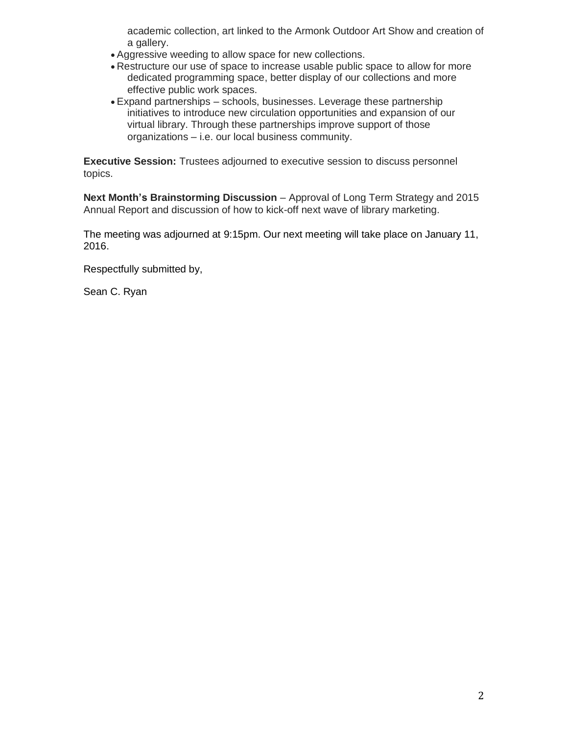academic collection, art linked to the Armonk Outdoor Art Show and creation of a gallery.

- Aggressive weeding to allow space for new collections.
- Restructure our use of space to increase usable public space to allow for more dedicated programming space, better display of our collections and more effective public work spaces.
- Expand partnerships – schools, businesses. Leverage these partnership initiatives to introduce new circulation opportunities and expansion of our virtual library. Through these partnerships improve support of those organizations – i.e. our local business community.

**Executive Session:** Trustees adjourned to executive session to discuss personnel topics.

**Next Month's Brainstorming Discussion** – Approval of Long Term Strategy and 2015 Annual Report and discussion of how to kick-off next wave of library marketing.

The meeting was adjourned at 9:15pm. Our next meeting will take place on January 11, 2016.

Respectfully submitted by,

Sean C. Ryan